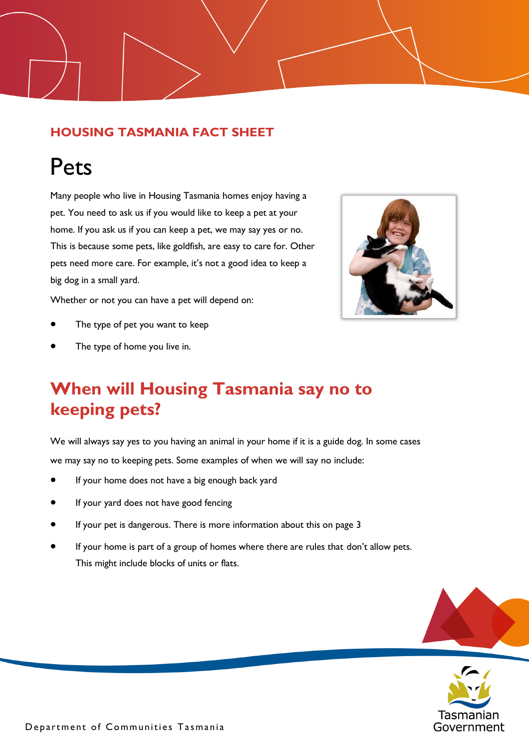**HOUSING TASMANIA FACT SHEET**

# Pets

Many people who live in Housing Tasmania homes enjoy having a pet. You need to ask us if you would like to keep a pet at your home. If you ask us if you can keep a pet, we may say yes or no. This is because some pets, like goldfish, are easy to care for. Other pets need more care. For example, it's not a good idea to keep a big dog in a small yard.

Whether or not you can have a pet will depend on:

- The type of pet you want to keep
- The type of home you live in.

## When will Housing Tasmania say no to keeping pets?

We will always say yes to you having an animal in your home if it is a guide dog. In some cases we may say no to keeping pets. Some examples of when we will say no include:

- If your home does not have a big enough back yard
- If your yard does not have good fencing
- If your pet is dangerous. There is more information about this on page 3
- If your home is part of a group of homes where there are rules that don't allow pets. This might include blocks of units or flats.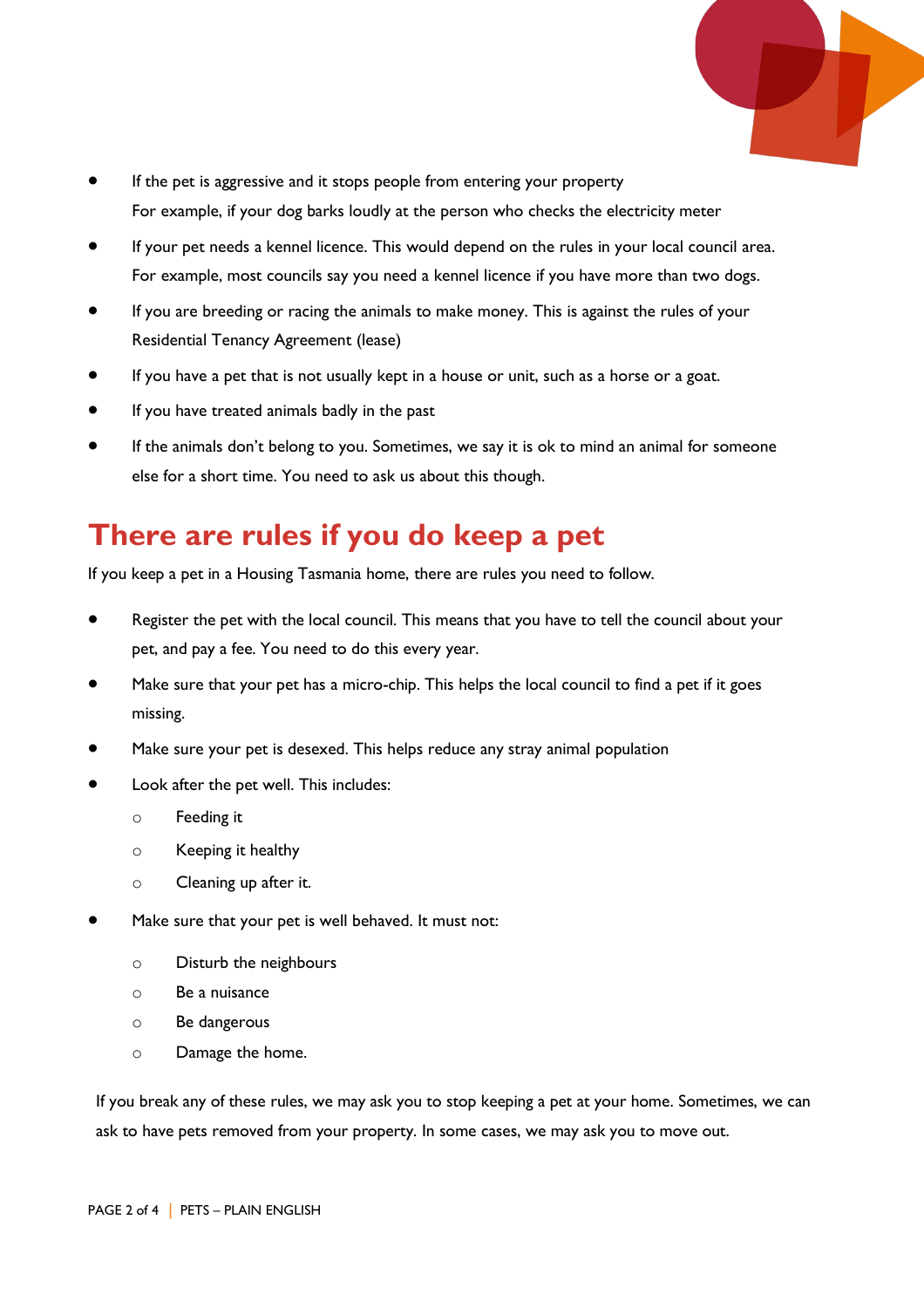- If the pet is aggressive and it stops people from entering your property

  For example, if your dog barks loudly at the person who checks the electricity meter
- If your pet needs a kennel licence. This would depend on the rules in your local council area. For example, most councils say you need a kennel licence if you have more than two dogs.
- If you are breeding or racing the animals to make money. This is against the rules of your Residential Tenancy Agreement (lease)
- If you have a pet that is not usually kept in a house or unit, such as a horse or a goat.
- If you have treated animals badly in the past
- If the animals don't belong to you. Sometimes, we say it is ok to mind an animal for someone else for a short time. You need to ask us about this though.

## There are rules if you do keep a pet

If you keep a pet in a Housing Tasmania home, there are rules you need to follow.

- Register the pet with the local council. This means that you have to tell the council about your pet, and pay a fee. You need to do this every year.
- Make sure that your pet has a micro-chip. This helps the local council to find a pet if it goes missing.
- Make sure your pet is desexed. This helps reduce any stray animal population
- Look after the pet well. This includes:
  - Feeding it
  - Keeping it healthy
  - Cleaning up after it.
- Make sure that your pet is well behaved. It must not:
  - Disturb the neighbours
  - Be a nuisance
  - Be dangerous
  - Damage the home.

If you break any of these rules, we may ask you to stop keeping a pet at your home. Sometimes, we can ask to have pets removed from your property. In some cases, we may ask you to move out.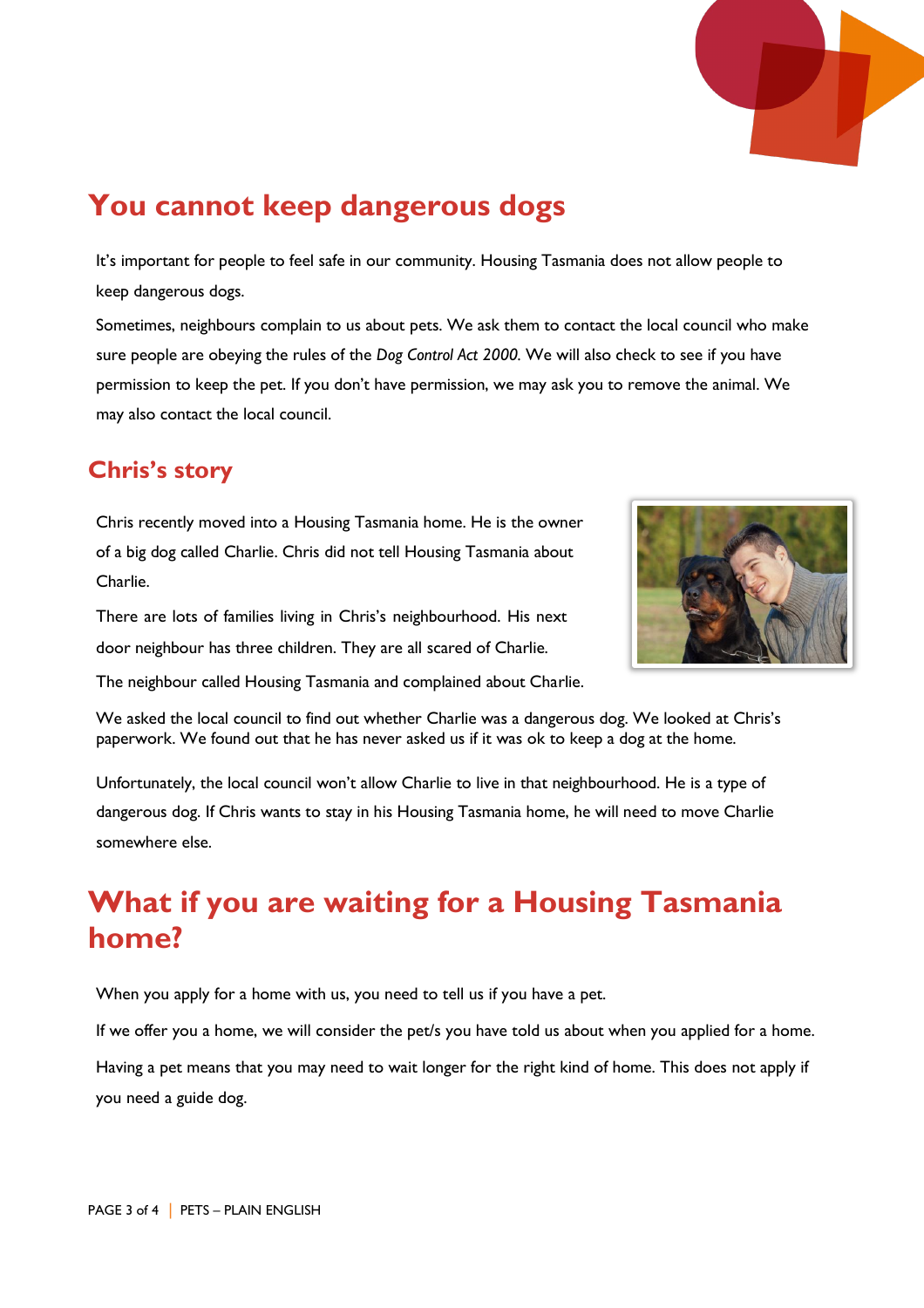# You cannot keep dangerous dogs

It's important for people to feel safe in our community. Housing Tasmania does not allow people to keep dangerous dogs.

Sometimes, neighbours complain to us about pets. We ask them to contact the local council who make sure people are obeying the rules of the *Dog Control Act 2000*. We will also check to see if you have permission to keep the pet. If you don't have permission, we may ask you to remove the animal. We may also contact the local council.

## Chris's story

Chris recently moved into a Housing Tasmania home. He is the owner of a big dog called Charlie. Chris did not tell Housing Tasmania about Charlie.

There are lots of families living in Chris's neighbourhood. His next door neighbour has three children. They are all scared of Charlie.

The neighbour called Housing Tasmania and complained about Charlie.

We asked the local council to find out whether Charlie was a dangerous dog. We looked at Chris's paperwork. We found out that he has never asked us if it was ok to keep a dog at the home.

Unfortunately, the local council won't allow Charlie to live in that neighbourhood. He is a type of dangerous dog. If Chris wants to stay in his Housing Tasmania home, he will need to move Charlie somewhere else.

# What if you are waiting for a Housing Tasmania home?

When you apply for a home with us, you need to tell us if you have a pet.

If we offer you a home, we will consider the pet/s you have told us about when you applied for a home.

Having a pet means that you may need to wait longer for the right kind of home. This does not apply if you need a guide dog.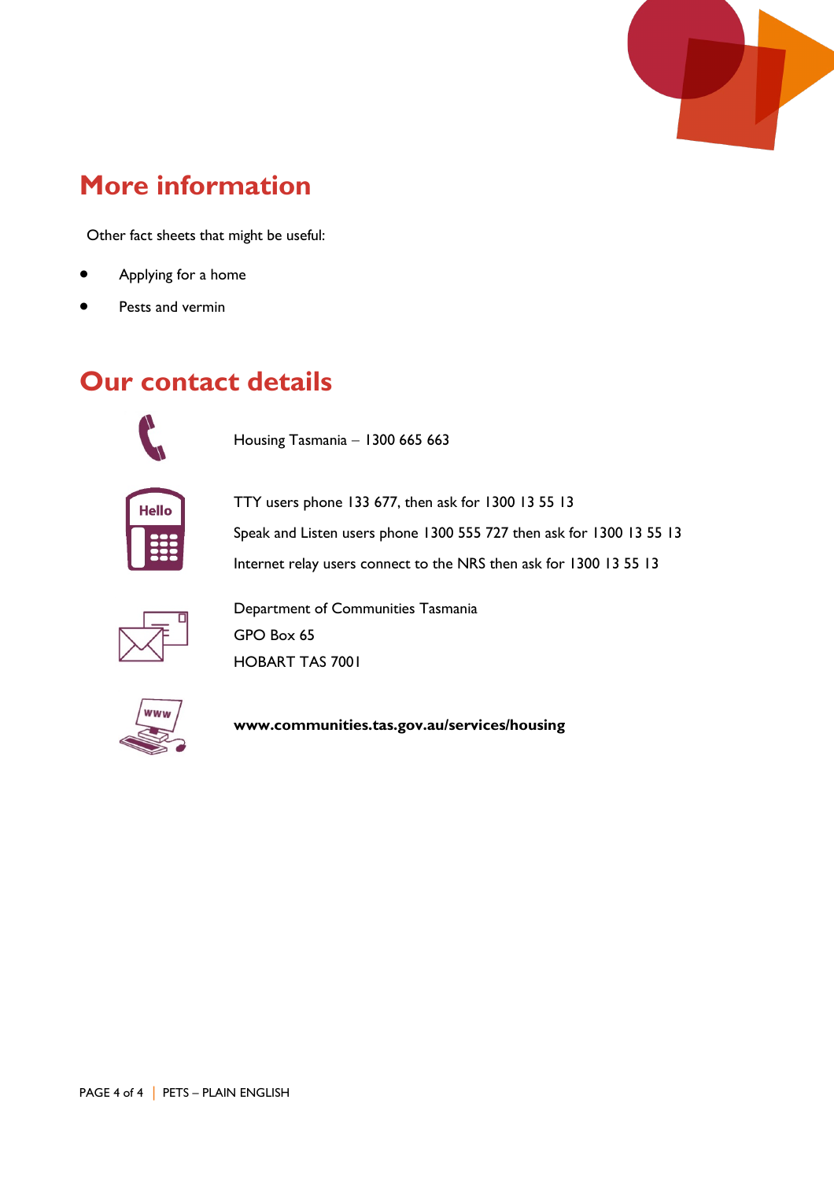## More information

Other fact sheets that might be useful:

- Applying for a home
- Pests and vermin

## Our contact details

Housing Tasmania – 1300 665 663

TTY users phone 133 677, then ask for 1300 13 55 13

Speak and Listen users phone 1300 555 727 then ask for 1300 13 55 13

Internet relay users connect to the NRS then ask for 1300 13 55 13

Department of Communities Tasmania
GPO Box 65
HOBART TAS 7001

**www.communities.tas.gov.au/services/housing**